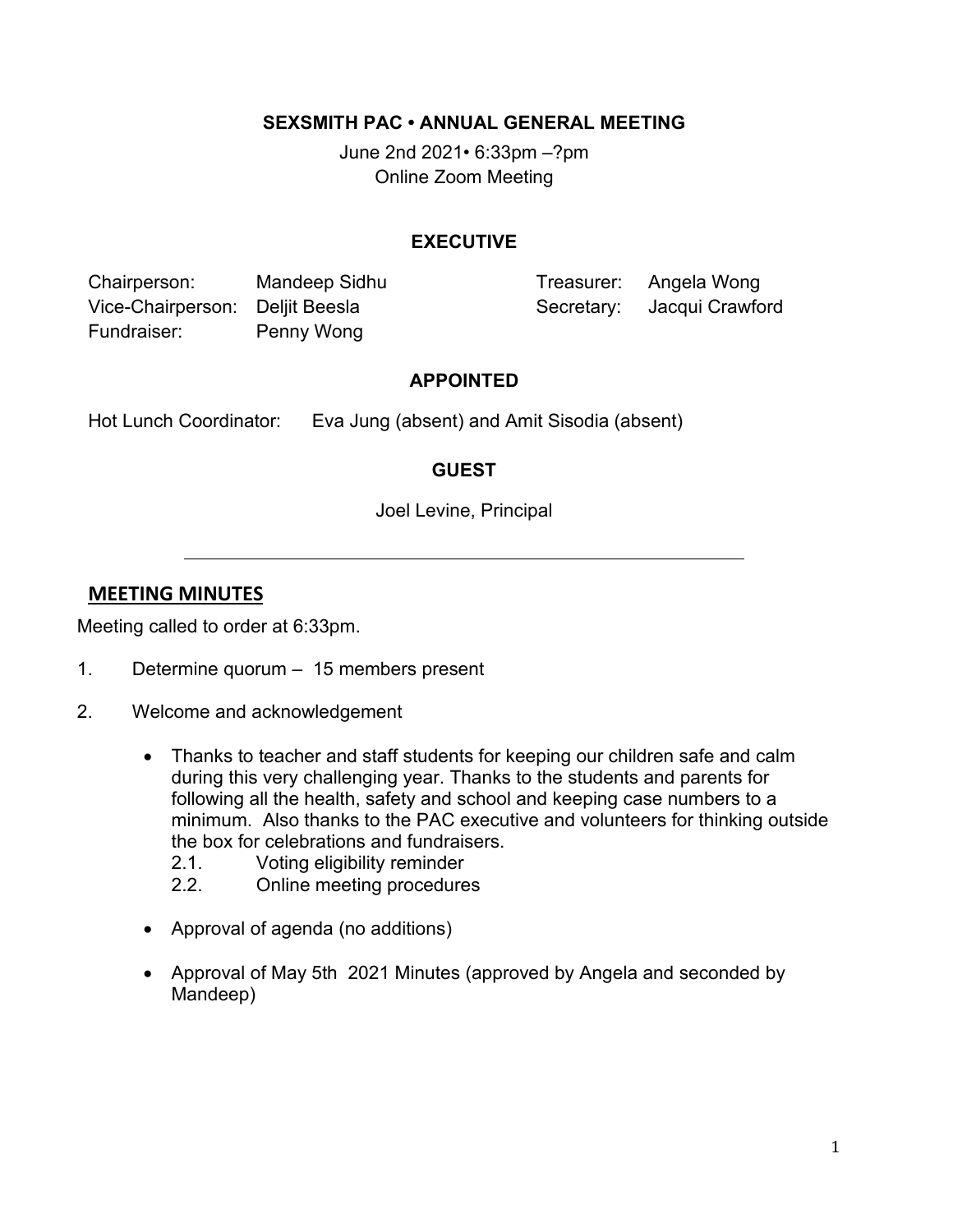**SEXSMITH PAC • ANNUAL GENERAL MEETING**

June 2nd 2021• 6:33pm –?pm
Online Zoom Meeting

**EXECUTIVE**

| | | | |
|---|---|---|---|
| Chairperson: | Mandeep Sidhu | Treasurer: | Angela Wong |
| Vice-Chairperson: | Deljit Beesla | Secretary: | Jacqui Crawford |
| Fundraiser: | Penny Wong | | |

**APPOINTED**

Hot Lunch Coordinator: Eva Jung (absent) and Amit Sisodia (absent)

**GUEST**

Joel Levine, Principal

---

## MEETING MINUTES

Meeting called to order at 6:33pm.

1. Determine quorum – 15 members present

2. Welcome and acknowledgement

   - Thanks to teacher and staff students for keeping our children safe and calm during this very challenging year. Thanks to the students and parents for following all the health, safety and school and keeping case numbers to a minimum. Also thanks to the PAC executive and volunteers for thinking outside the box for celebrations and fundraisers.
     - 2.1. Voting eligibility reminder
     - 2.2. Online meeting procedures

   - Approval of agenda (no additions)

   - Approval of May 5th 2021 Minutes (approved by Angela and seconded by Mandeep)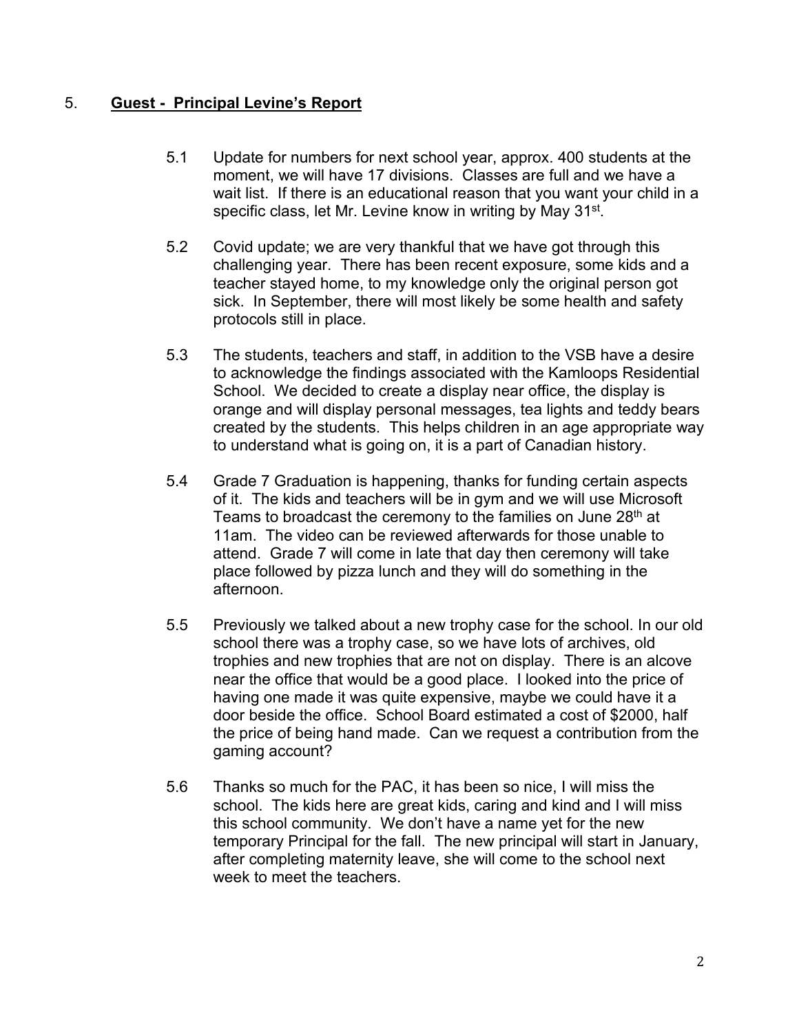## 5. **Guest - Principal Levine's Report**

5.1 Update for numbers for next school year, approx. 400 students at the moment, we will have 17 divisions. Classes are full and we have a wait list. If there is an educational reason that you want your child in a specific class, let Mr. Levine know in writing by May 31st.

5.2 Covid update; we are very thankful that we have got through this challenging year. There has been recent exposure, some kids and a teacher stayed home, to my knowledge only the original person got sick. In September, there will most likely be some health and safety protocols still in place.

5.3 The students, teachers and staff, in addition to the VSB have a desire to acknowledge the findings associated with the Kamloops Residential School. We decided to create a display near office, the display is orange and will display personal messages, tea lights and teddy bears created by the students. This helps children in an age appropriate way to understand what is going on, it is a part of Canadian history.

5.4 Grade 7 Graduation is happening, thanks for funding certain aspects of it. The kids and teachers will be in gym and we will use Microsoft Teams to broadcast the ceremony to the families on June 28th at 11am. The video can be reviewed afterwards for those unable to attend. Grade 7 will come in late that day then ceremony will take place followed by pizza lunch and they will do something in the afternoon.

5.5 Previously we talked about a new trophy case for the school. In our old school there was a trophy case, so we have lots of archives, old trophies and new trophies that are not on display. There is an alcove near the office that would be a good place. I looked into the price of having one made it was quite expensive, maybe we could have it a door beside the office. School Board estimated a cost of $2000, half the price of being hand made. Can we request a contribution from the gaming account?

5.6 Thanks so much for the PAC, it has been so nice, I will miss the school. The kids here are great kids, caring and kind and I will miss this school community. We don't have a name yet for the new temporary Principal for the fall. The new principal will start in January, after completing maternity leave, she will come to the school next week to meet the teachers.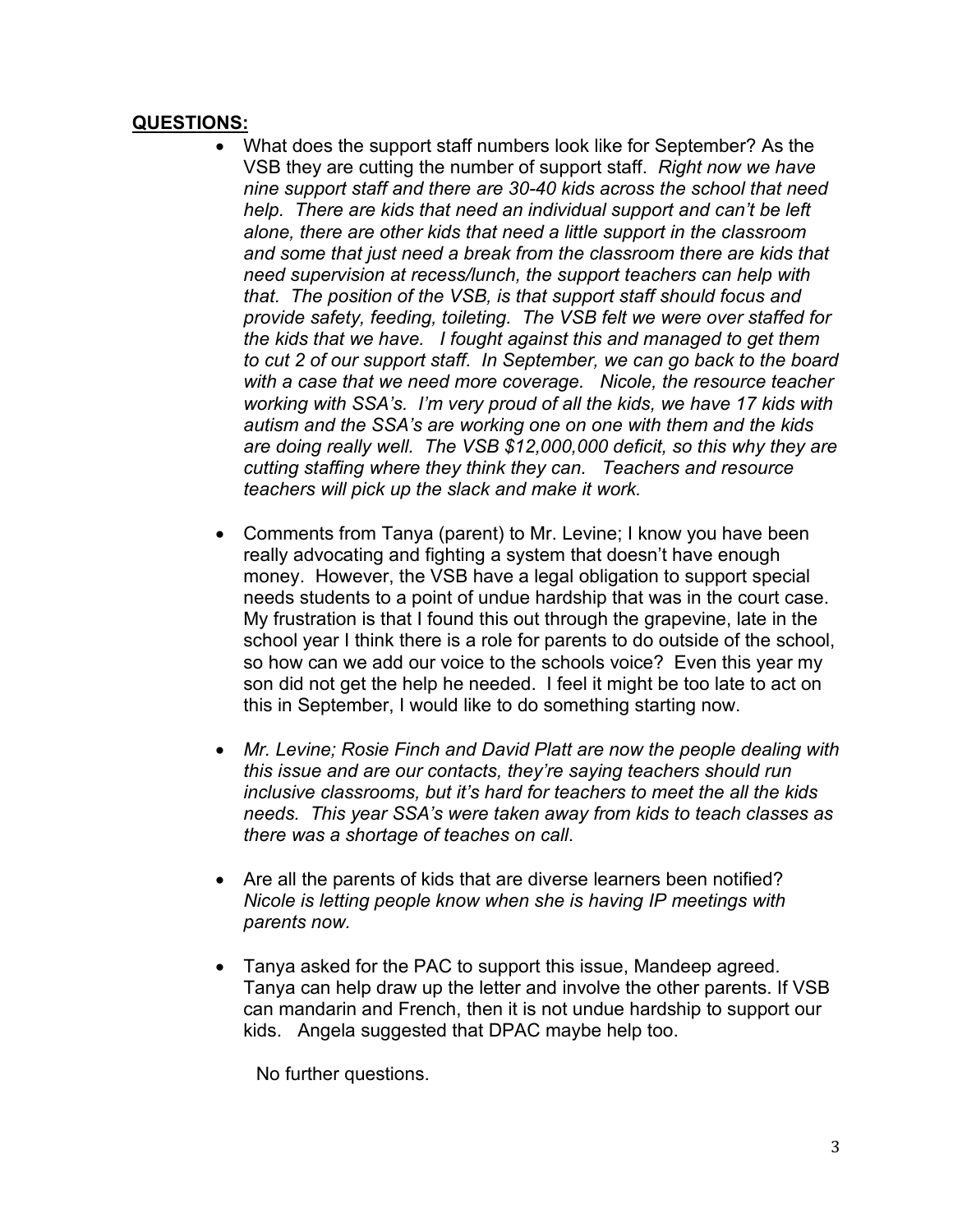**QUESTIONS:**

- What does the support staff numbers look like for September? As the VSB they are cutting the number of support staff. *Right now we have nine support staff and there are 30-40 kids across the school that need help. There are kids that need an individual support and can't be left alone, there are other kids that need a little support in the classroom and some that just need a break from the classroom there are kids that need supervision at recess/lunch, the support teachers can help with that. The position of the VSB, is that support staff should focus and provide safety, feeding, toileting. The VSB felt we were over staffed for the kids that we have. I fought against this and managed to get them to cut 2 of our support staff. In September, we can go back to the board with a case that we need more coverage. Nicole, the resource teacher working with SSA's. I'm very proud of all the kids, we have 17 kids with autism and the SSA's are working one on one with them and the kids are doing really well. The VSB $12,000,000 deficit, so this why they are cutting staffing where they think they can. Teachers and resource teachers will pick up the slack and make it work.*

- Comments from Tanya (parent) to Mr. Levine; I know you have been really advocating and fighting a system that doesn't have enough money. However, the VSB have a legal obligation to support special needs students to a point of undue hardship that was in the court case. My frustration is that I found this out through the grapevine, late in the school year I think there is a role for parents to do outside of the school, so how can we add our voice to the schools voice? Even this year my son did not get the help he needed. I feel it might be too late to act on this in September, I would like to do something starting now.

- *Mr. Levine; Rosie Finch and David Platt are now the people dealing with this issue and are our contacts, they're saying teachers should run inclusive classrooms, but it's hard for teachers to meet the all the kids needs. This year SSA's were taken away from kids to teach classes as there was a shortage of teaches on call*.

- Are all the parents of kids that are diverse learners been notified? *Nicole is letting people know when she is having IP meetings with parents now.*

- Tanya asked for the PAC to support this issue, Mandeep agreed. Tanya can help draw up the letter and involve the other parents. If VSB can mandarin and French, then it is not undue hardship to support our kids. Angela suggested that DPAC maybe help too.

No further questions.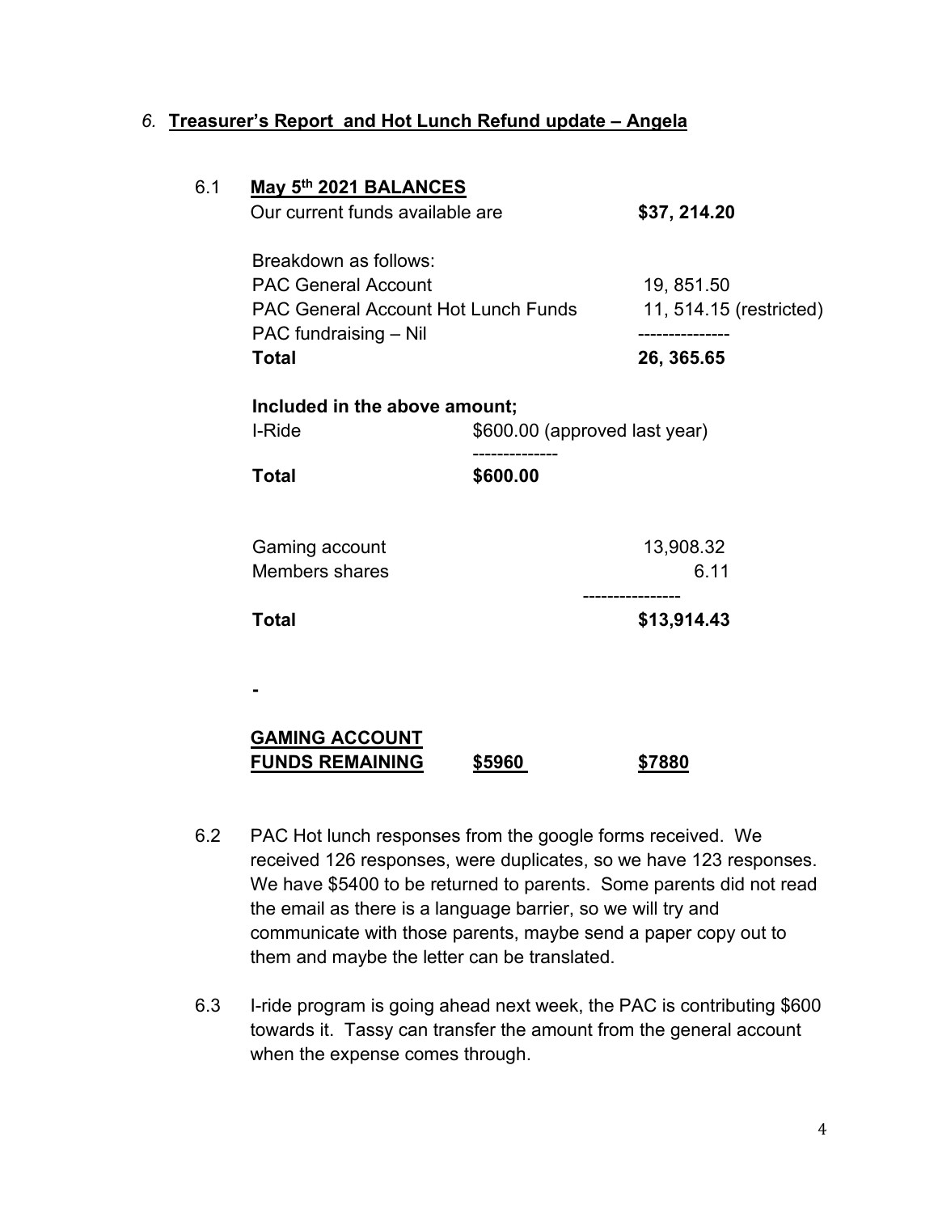*6.* **Treasurer's Report and Hot Lunch Refund update – Angela**

6.1 **May 5th 2021 BALANCES**

| | | |
|---|---|---|
| Our current funds available are | | **$37, 214.20** |
| Breakdown as follows: | | |
| PAC General Account | | 19, 851.50 |
| PAC General Account Hot Lunch Funds | | 11, 514.15 (restricted) |
| PAC fundraising – Nil | | --------------- |
| **Total** | | **26, 365.65** |
| **Included in the above amount;** | | |
| I-Ride | $600.00 (approved last year) | |
| | -------------- | |
| **Total** | **$600.00** | |
| Gaming account | | 13,908.32 |
| Members shares | | 6.11 |
| | | ---------------- |
| **Total** | | **$13,914.43** |

**-**

| | | |
|---|---|---|
| **GAMING ACCOUNT FUNDS REMAINING** | **$5960** | **$7880** |

6.2 PAC Hot lunch responses from the google forms received. We received 126 responses, were duplicates, so we have 123 responses. We have $5400 to be returned to parents. Some parents did not read the email as there is a language barrier, so we will try and communicate with those parents, maybe send a paper copy out to them and maybe the letter can be translated.

6.3 I-ride program is going ahead next week, the PAC is contributing $600 towards it. Tassy can transfer the amount from the general account when the expense comes through.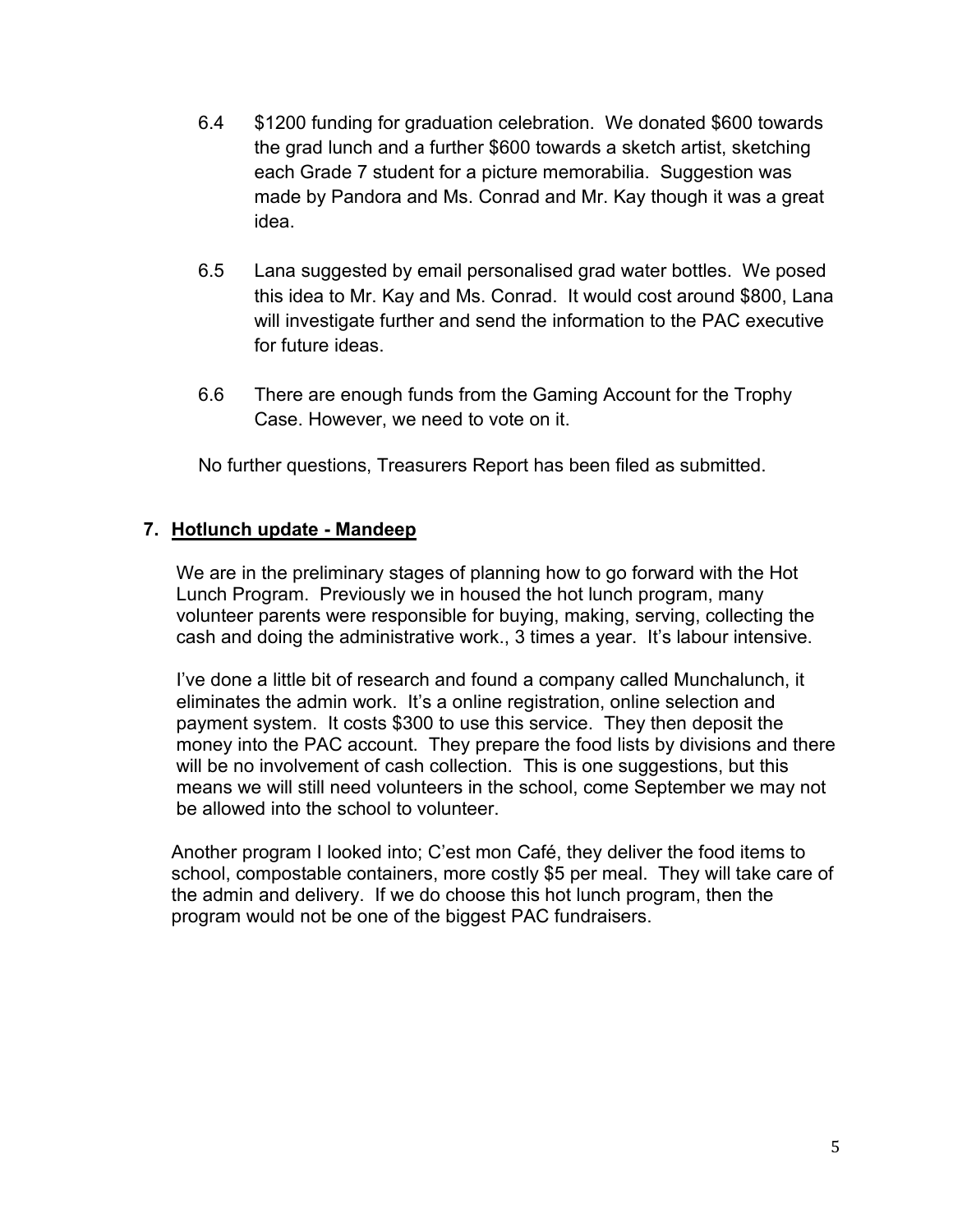6.4 $1200 funding for graduation celebration. We donated $600 towards the grad lunch and a further $600 towards a sketch artist, sketching each Grade 7 student for a picture memorabilia. Suggestion was made by Pandora and Ms. Conrad and Mr. Kay though it was a great idea.

6.5 Lana suggested by email personalised grad water bottles. We posed this idea to Mr. Kay and Ms. Conrad. It would cost around $800, Lana will investigate further and send the information to the PAC executive for future ideas.

6.6 There are enough funds from the Gaming Account for the Trophy Case. However, we need to vote on it.

No further questions, Treasurers Report has been filed as submitted.

## 7. **Hotlunch update - Mandeep**

We are in the preliminary stages of planning how to go forward with the Hot Lunch Program. Previously we in housed the hot lunch program, many volunteer parents were responsible for buying, making, serving, collecting the cash and doing the administrative work., 3 times a year. It's labour intensive.

I've done a little bit of research and found a company called Munchalunch, it eliminates the admin work. It's a online registration, online selection and payment system. It costs $300 to use this service. They then deposit the money into the PAC account. They prepare the food lists by divisions and there will be no involvement of cash collection. This is one suggestions, but this means we will still need volunteers in the school, come September we may not be allowed into the school to volunteer.

Another program I looked into; C'est mon Café, they deliver the food items to school, compostable containers, more costly $5 per meal. They will take care of the admin and delivery. If we do choose this hot lunch program, then the program would not be one of the biggest PAC fundraisers.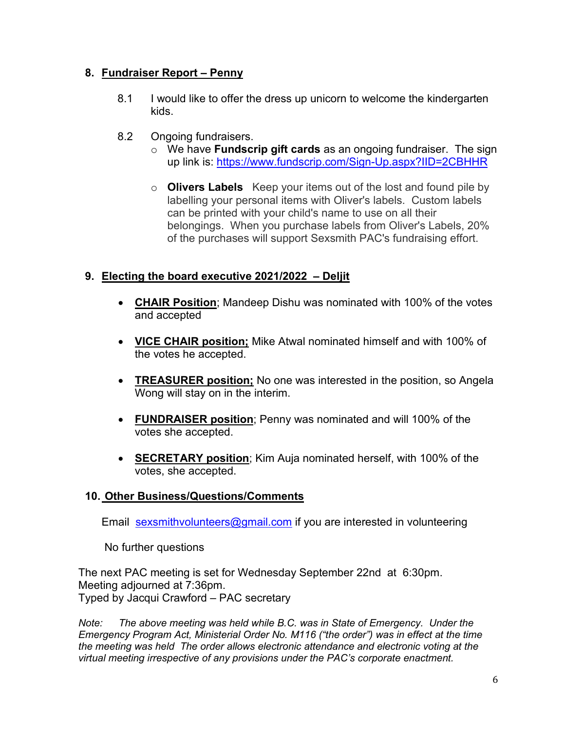## 8. Fundraiser Report – Penny

8.1 I would like to offer the dress up unicorn to welcome the kindergarten kids.

8.2 Ongoing fundraisers.

- We have **Fundscrip gift cards** as an ongoing fundraiser. The sign up link is: https://www.fundscrip.com/Sign-Up.aspx?IID=2CBHHR
- **Olivers Labels** Keep your items out of the lost and found pile by labelling your personal items with Oliver's labels. Custom labels can be printed with your child's name to use on all their belongings. When you purchase labels from Oliver's Labels, 20% of the purchases will support Sexsmith PAC's fundraising effort.

## 9. Electing the board executive 2021/2022 – Deljit

- **CHAIR Position**; Mandeep Dishu was nominated with 100% of the votes and accepted
- **VICE CHAIR position;** Mike Atwal nominated himself and with 100% of the votes he accepted.
- **TREASURER position;** No one was interested in the position, so Angela Wong will stay on in the interim.
- **FUNDRAISER position**; Penny was nominated and will 100% of the votes she accepted.
- **SECRETARY position**; Kim Auja nominated herself, with 100% of the votes, she accepted.

## 10. Other Business/Questions/Comments

Email sexsmithvolunteers@gmail.com if you are interested in volunteering

No further questions

The next PAC meeting is set for Wednesday September 22nd at 6:30pm.
Meeting adjourned at 7:36pm.
Typed by Jacqui Crawford – PAC secretary

*Note: The above meeting was held while B.C. was in State of Emergency. Under the Emergency Program Act, Ministerial Order No. M116 ("the order") was in effect at the time the meeting was held The order allows electronic attendance and electronic voting at the virtual meeting irrespective of any provisions under the PAC's corporate enactment.*